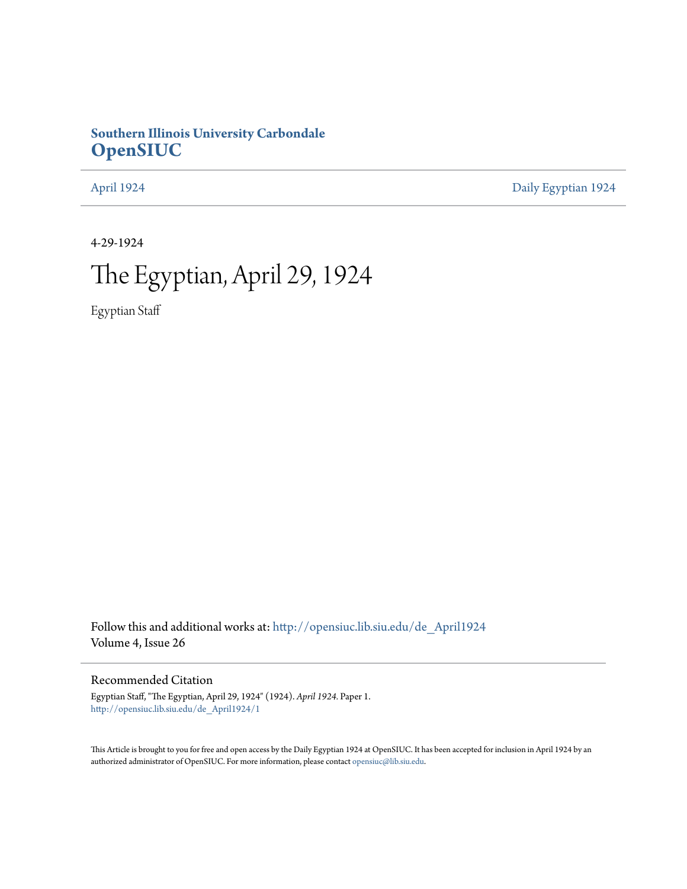**Southern Illinois University Carbondale**
**OpenSIUC**

April 1924 | Daily Egyptian 1924

4-29-1924

# The Egyptian, April 29, 1924

Egyptian Staff

Follow this and additional works at: http://opensiuc.lib.siu.edu/de_April1924
Volume 4, Issue 26

## Recommended Citation

Egyptian Staff, "The Egyptian, April 29, 1924" (1924). *April 1924.* Paper 1.
http://opensiuc.lib.siu.edu/de_April1924/1

This Article is brought to you for free and open access by the Daily Egyptian 1924 at OpenSIUC. It has been accepted for inclusion in April 1924 by an authorized administrator of OpenSIUC. For more information, please contact opensiuc@lib.siu.edu.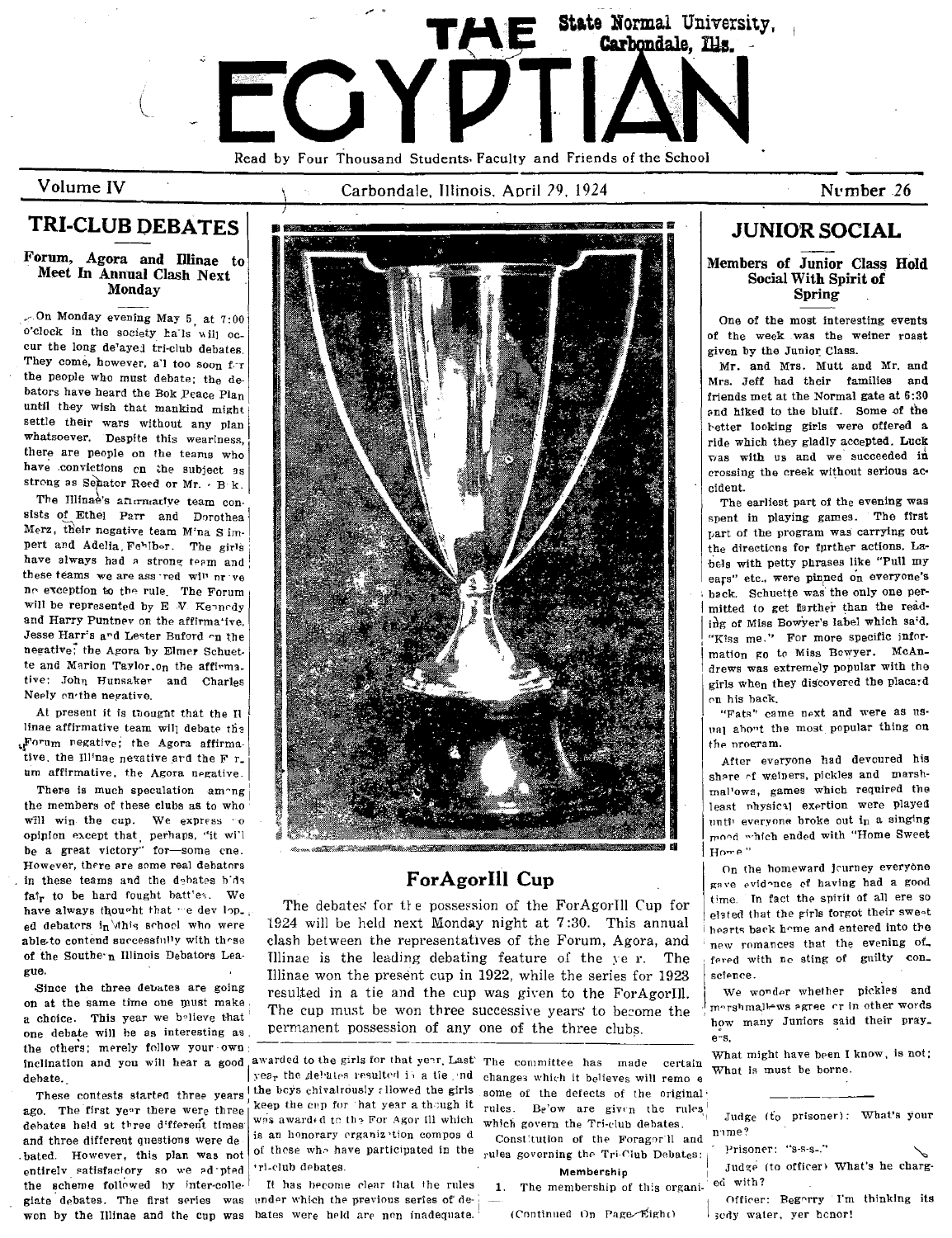# THE EGYPTIAN

State Normal University, Carbondale, Ills.

Read by Four Thousand Students, Faculty and Friends of the School

Volume IV — Carbondale, Illinois, April 29, 1924 — Number 26

## TRI-CLUB DEBATES

### Forum, Agora and Illinae to Meet In Annual Clash Next Monday

On Monday evening May 5, at 7:00 o'clock in the society halls will occur the long delayed tri-club debates. They come, however, all too soon for the people who must debate; the debators have heard the Bok Peace Plan until they wish that mankind might settle their wars without any plan whatsoever. Despite this weariness, there are people on the teams who have convictions on the subject as strong as Senator Reed or Mr. Bok.

The Illinae's affirmative team consists of Ethel Parr and Dorothea Merz, their negative team Mina Simpert and Adelia Fehlber. The girls have always had a strong team and these teams we are assured will prove no exception to the rule. The Forum will be represented by E. V. Kennedy and Harry Puntney on the affirmative, Jesse Harris and Lester Buford on the negative; the Agora by Elmer Schuette and Marion Taylor on the affirmative; John Hunsaker and Charles Neely on the negative.

At present it is thought that the Illinae affirmative team will debate the Forum negative; the Agora affirmative, the Illinae negative and the Forum affirmative, the Agora negative.

There is much speculation among the members of these clubs as to who will win the cup. We express no opinion except that, perhaps, "it will be a great victory" for—some one. However, there are some real debators in these teams and the debates bids fair to be hard fought battles. We have always thought that we developed debaters in this school who were able to contend successfully with those of the Southern Illinois Debators League.

Since the three debates are going on at the same time one must make a choice. This year we believe that one debate will be as interesting as the others; merely follow your own inclination and you will hear a good debate.

These contests started three years ago. The first year there were three debates held at three different times and three different questions were debated. However, this plan was not entirely satisfactory so we adopted the scheme followed by inter-collegiate debates. The first series was won by the Illinae and the cup was awarded to the girls for that year. Last year the debates resulted in a tie and the boys chivalrously allowed the girls keep the cup for that year a though it was awarded to the For Agor Ill which is an honorary organization composed of those who have participated in the tri-club debates.

It has become clear that the rules under which the previous series of debates were held are non inadequate. The committee has made certain changes which it believes will remove some of the defects of the original rules. Below are given the rules which govern the Tri-club debates.

Constitution of the ForagorIll and rules governing the Tri-Club Debates:

**Membership**

1. The membership of this organi-

(Continued On Page Eight)

## ForAgorIll Cup

The debates for the possession of the ForAgorIll Cup for 1924 will be held next Monday night at 7:30. This annual clash between the representatives of the Forum, Agora, and Illinae is the leading debating feature of the year. The Illinae won the present cup in 1922, while the series for 1923 resulted in a tie and the cup was given to the ForAgorIll. The cup must be won three successive years to become the permanent possession of any one of the three clubs.

## JUNIOR SOCIAL

### Members of Junior Class Hold Social With Spirit of Spring

One of the most interesting events of the week was the weiner roast given by the Junior Class.

Mr. and Mrs. Mutt and Mr. and Mrs. Jeff had their families and friends met at the Normal gate at 6:30 and hiked to the bluff. Some of the better looking girls were offered a ride which they gladly accepted. Luck was with us and we succeeded in crossing the creek without serious accident.

The earliest part of the evening was spent in playing games. The first part of the program was carrying out the directions for further actions. Labels with petty phrases like "Pull my ears" etc., were pinned on everyone's back. Schuette was the only one permitted to get farther than the reading of Miss Bowyer's label which said, "Kiss me." For more specific information go to Miss Bowyer. McAndrews was extremely popular with the girls when they discovered the placard on his back.

"Eats" came next and were as usual about the most popular thing on the program.

After everyone had devoured his share of weiners, pickles and marshmallows, games which required the least physical exertion were played until everyone broke out in a singing mood which ended with "Home Sweet Home."

On the homeward journey everyone gave evidence of having had a good time. In fact the spirit of all ere so elated that the girls forgot their sweet hearts back home and entered into the new romances that the evening offered with no sting of guilty conscience.

We wonder whether pickles and marshmallows agree or in other words how many Juniors said their prayers.

What might have been I know, is not;
What is must be borne.

---

Judge (to prisoner): What's your name?

Prisoner: "s-s-s-."

Judge (to officer) What's he charged with?

Officer: Begorry I'm thinking its sody water, yer honor!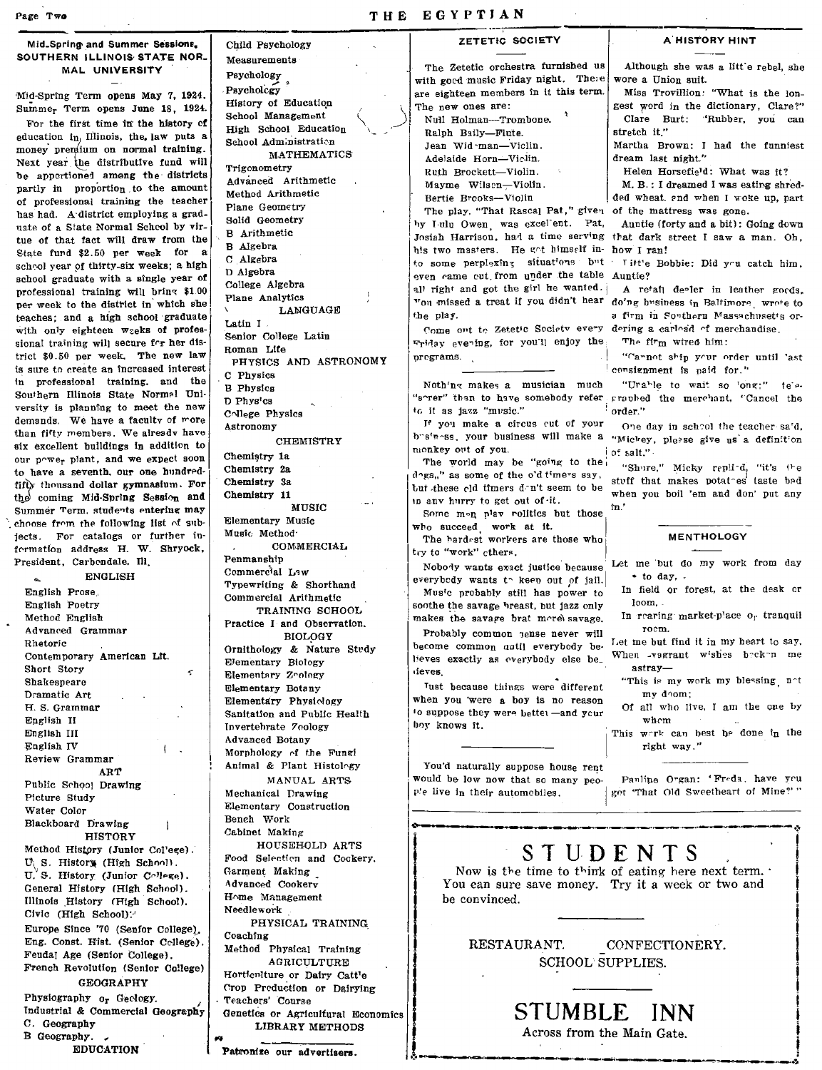**Mid-Spring and Summer Sessions, SOUTHERN ILLINOIS STATE NORMAL UNIVERSITY**

Mid-Spring Term opens May 7, 1924.
Summer Term opens June 18, 1924.

For the first time in the history of education in Illinois, the law puts a money premium on normal training. Next year the distributive fund will be apportioned among the districts partly in proportion to the amount of professional training the teacher has had. A district employing a graduate of a State Normal School by virtue of that fact will draw from the State fund $2.50 per week for a school year of thirty-six weeks; a high school graduate with a single year of professional training will bring $1.00 per week to the district in which she teaches; and a high school graduate with only eighteen weeks of professional training will secure for her district $0.50 per week. The new law is sure to create an increased interest in professional training, and the Southern Illinois State Normal University is planning to meet the new demands. We have a faculty of more than fifty members. We already have six excellent buildings in addition to our power plant, and we expect soon to have a seventh, our one hundred-fifty thousand dollar gymnasium. For the coming Mid-Spring Session and Summer Term, students entering may choose from the following list of subjects. For catalogs or further information address H. W. Shryock, President, Carbondale, Ill.

ENGLISH
English Prose
English Poetry
Method English
Advanced Grammar
Rhetoric
Contemporary American Lit.
Short Story
Shakespeare
Dramatic Art
H. S. Grammar
English II
English III
English IV
Review Grammar

ART
Public School Drawing
Picture Study
Water Color
Blackboard Drawing

HISTORY
Method History (Junior College).
U. S. History (High School).
U. S. History (Junior College).
General History (High School).
Illinois History (High School).
Civic (High School).
Europe Since '70 (Senior College).
Eng. Const. Hist. (Senior College).
Feudal Age (Senior College).
French Revolution (Senior College)

GEOGRAPHY
Physiography or Geology.
Industrial & Commercial Geography
C. Geography
B Geography.

EDUCATION
Child Psychology
Measurements
Psychology
Psychology
History of Education
School Management
High School Education
School Administration

MATHEMATICS
Trigonometry
Advanced Arithmetic
Method Arithmetic
Plane Geometry
Solid Geometry
B Arithmetic
B Algebra
C Algebra
D Algebra
College Algebra
Plane Analytics

LANGUAGE
Latin I
Senior College Latin
Roman Life

PHYSICS AND ASTRONOMY
C Physics
B Physics
D Physics
College Physics
Astronomy

CHEMISTRY
Chemistry 1a
Chemistry 2a
Chemistry 3a
Chemistry 11

MUSIC
Elementary Music
Music Method

COMMERCIAL
Penmanship
Commercial Law
Typewriting & Shorthand
Commercial Arithmetic

TRAINING SCHOOL
Practice I and Observation.

BIOLOGY
Ornithology & Nature Study
Elementary Biology
Elementary Zoology
Elementary Botany
Elementary Physiology
Sanitation and Public Health
Invertebrate Zoology
Advanced Botany
Morphology of the Fungi
Animal & Plant Histology

MANUAL ARTS
Mechanical Drawing
Elementary Construction
Bench Work
Cabinet Making

HOUSEHOLD ARTS
Food Selection and Cookery.
Garment Making
Advanced Cookery
Home Management
Needlework

PHYSICAL TRAINING
Coaching
Method Physical Training

AGRICULTURE
Horticulture or Dairy Cattle
Crop Production or Dairying
Teachers' Course
Genetics or Agricultural Economics

LIBRARY METHODS

Patronize our advertisers.

## ZETETIC SOCIETY

The Zetetic orchestra furnished us with good music Friday night. There are eighteen members in it this term. The new ones are:

Nuil Holman—Trombone.
Ralph Baily—Flute.
Jean Widman—Violin.
Adelaide Horn—Violin.
Ruth Brockett—Violin.
Mayme Wilson—Violin.
Bertie Brooks—Violin

The play, "That Rascal Pat," given by Lulu Owen, was excellent. Pat, Josiah Harrison, had a time serving his two masters. He got himself into some perplexing situations but even came out from under the table all right and got the girl he wanted. You missed a treat if you didn't hear the play.

Come out to Zetetic Society every Friday evening, for you'll enjoy the programs.

---

Nothing makes a musician much "sorer" than to have somebody refer to it as jazz "music."

If you make a circus out of your business, your business will make a monkey out of you.

The world may be "going to the dogs," as some of the old timers say, but these old timers don't seem to be in any hurry to get out of it.

Some men play politics but those who succeed work at it.

The hardest workers are those who try to "work" others.

Nobody wants exact justice because everybody wants to keep out of jail.

Music probably still has power to soothe the savage breast, but jazz only makes the savage brat more savage.

Probably common sense never will become common until everybody believes exactly as everybody else believes.

Just because things were different when you were a boy is no reason to suppose they were better—and your boy knows it.

---

You'd naturally suppose house rent would be low now that so many people live in their automobiles.

## A HISTORY HINT

Although she was a little rebel, she wore a Union suit.

Miss Trovillion: "What is the longest word in the dictionary, Clare?"

Clare Burt: "Rubber, you can stretch it."

Martha Brown: I had the funniest dream last night."

Helen Horsefield: What was it?

M. B.: I dreamed I was eating shredded wheat, and when I woke up, part of the mattress was gone.

Auntie (forty and a bit): Going down that dark street I saw a man. Oh, how I ran!

Little Bobbie: Did you catch him, Auntie?

A retail dealer in leather goods, doing business in Baltimore, wrote to a firm in Southern Massachusetts ordering a carload of merchandise.

The firm wired him:

"Cannot ship your order until last consignment is paid for."

"Unable to wait so long;" telegraphed the merchant, "Cancel the order."

One day in school the teacher said, "Mickey, please give us a definition of salt."

"Shure," Micky replied, "it's the stuff that makes potatoes taste bad when you boil 'em and don' put any in."

## MENTHOLOGY

Let me but do my work from day to day,
In field or forest, at the desk or loom,
In roaring market-place or tranquil room.
Let me but find it in my heart to say,
When vagrant wishes beckon me astray—
"This is my work my blessing, not my doom;
Of all who live, I am the one by whom
This work can best be done in the right way."

---

Pauline Organ: 'Freda, have you got "That Old Sweetheart of Mine?"'

# STUDENTS

Now is the time to think of eating here next term. You can sure save money. Try it a week or two and be convinced.

RESTAURANT. CONFECTIONERY.
SCHOOL SUPPLIES.

# STUMBLE INN

Across from the Main Gate.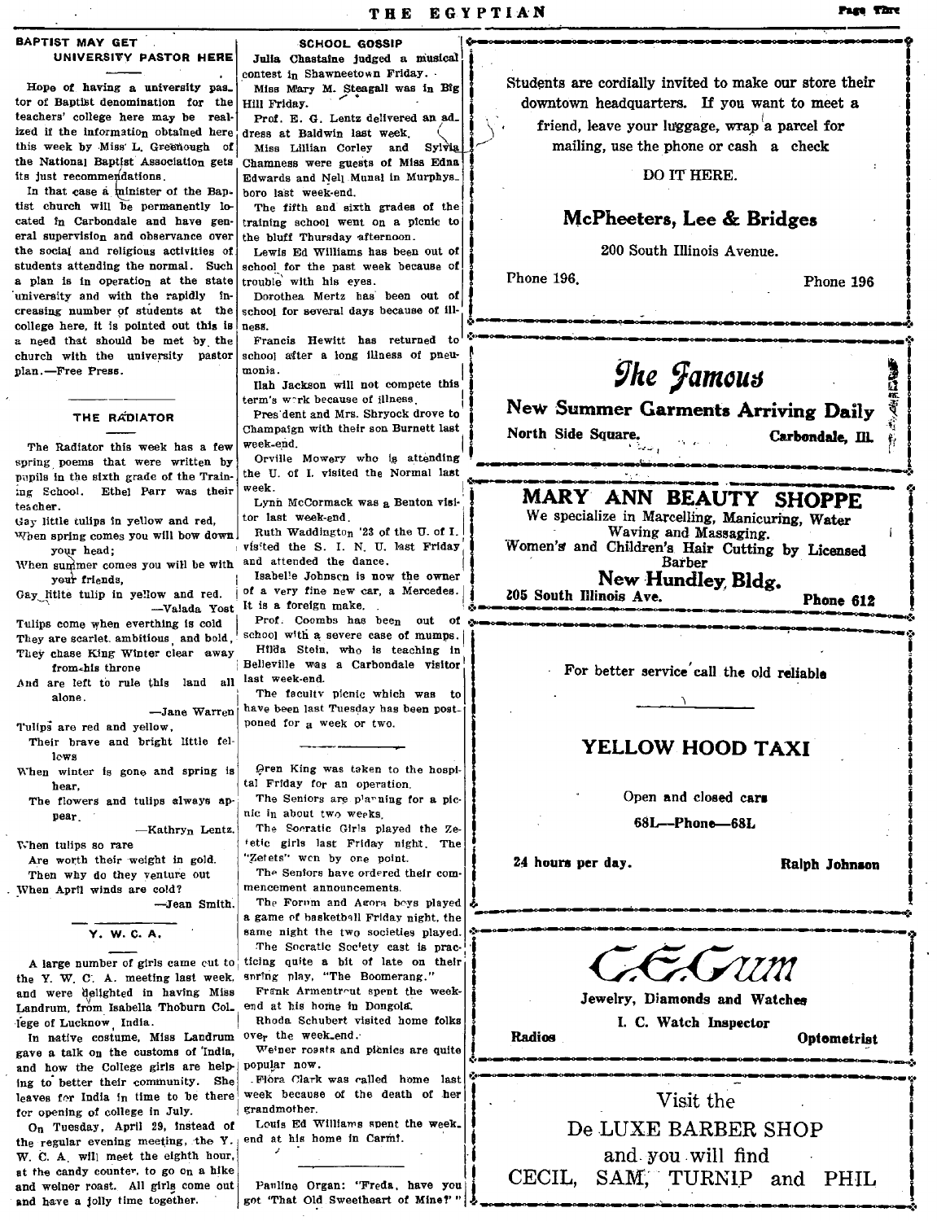## BAPTIST MAY GET UNIVERSITY PASTOR HERE

Hope of having a university pastor of Baptist denomination for the teachers' college here may be realized if the information obtained here this week by Miss L. Greenough of the National Baptist Association gets its just recommendations.

In that case a minister of the Baptist church will be permanently located in Carbondale and have general supervision and observance over the social and religious activities of students attending the normal. Such a plan is in operation at the state university and with the rapidly increasing number of students at the college here, it is pointed out this is a need that should be met by the church with the university pastor plan.—Free Press.

## THE RADIATOR

The Radiator this week has a few spring poems that were written by pupils in the sixth grade of the Training School. Ethel Parr was their teacher.

Gay little tulips in yellow and red,
When spring comes you will bow down your head;
When summer comes you will be with your friends,
Gay litite tulip in yellow and red.
—Valada Yost

Tulips come when everthing is cold
They are scarlet, ambitious, and bold,
They chase King Winter clear away from his throne
And are left to rule this land all alone.
—Jane Warren

Tulips are red and yellow,
Their brave and bright little fellows
When winter is gone and spring is hear,
The flowers and tulips always appear.
—Kathryn Lentz.

When tulips so rare
Are worth their weight in gold.
Then why do they venture out
When April winds are cold?
—Jean Smith.

## Y. W. C. A.

A large number of girls came out to the Y. W. C. A. meeting last week, and were delighted in having Miss Landrum, from Isabella Thoburn College of Lucknow, India.

In native costume, Miss Landrum gave a talk on the customs of India, and how the College girls are helping to better their community. She leaves for India in time to be there for opening of college in July.

On Tuesday, April 29, instead of the regular evening meeting, the Y. W. C. A. will meet the eighth hour, at the candy counter, to go on a hike and weiner roast. All girls come out and have a jolly time together.

## SCHOOL GOSSIP

Julia Chastaine judged a musical contest in Shawneetown Friday.

Miss Mary M. Steagall was in Big Hill Friday.

Prof. E. G. Lentz delivered an address at Baldwin last week.

Miss Lillian Corley and Sylvia Chamness were guests of Miss Edna Edwards and Nell Munal in Murphysboro last week-end.

The fifth and sixth grades of the training school went on a picnic to the bluff Thursday afternoon.

Lewis Ed Williams has been out of school for the past week because of trouble with his eyes.

Dorothea Mertz has been out of school for several days because of illness.

Francis Hewitt has returned to school after a long illness of pneumonia.

Ilah Jackson will not compete this term's work because of illness.

President and Mrs. Shryock drove to Champaign with their son Burnett last week-end.

Orville Mowery who is attending the U. of I. visited the Normal last week.

Lynn McCormack was a Benton visitor last week-end.

Ruth Waddington '23 of the U. of I. visited the S. I. N. U. last Friday and attended the dance.

Isabelle Johnson is now the owner of a very fine new car, a Mercedes. It is a foreign make.

Prof. Coombs has been out of school with a severe case of mumps.

Hilda Stein, who is teaching in Belleville was a Carbondale visitor last week-end.

The faculty picnic which was to have been last Tuesday has been postponed for a week or two.

---

Oren King was taken to the hospital Friday for an operation.

The Seniors are planning for a picnic in about two weeks.

The Socratic Girls played the Zetetic girls last Friday night. The "Zetets" won by one point.

The Seniors have ordered their commencement announcements.

The Forum and Agora boys played a game of basketball Friday night, the same night the two societies played.

The Socratic Society cast is practicing quite a bit of late on their spring play, "The Boomerang."

Frank Armentrout spent the week-end at his home in Dongola.

Rhoda Schubert visited home folks over the week-end.

Weiner roasts and picnics are quite popular now.

Flora Clark was called home last week because of the death of her grandmother.

Louis Ed Williams spent the week-end at his home in Carmi.

---

Pauline Organ: "Freda, have you got 'That Old Sweetheart of Mine?'"

---

Students are cordially invited to make our store their downtown headquarters. If you want to meet a friend, leave your luggage, wrap a parcel for mailing, use the phone or cash a check

DO IT HERE.

**McPheeters, Lee & Bridges**

200 South Illinois Avenue.

Phone 196. Phone 196

---

**The Famous**

**New Summer Garments Arriving Daily**

**North Side Square. Carbondale, Ill.**

---

**MARY ANN BEAUTY SHOPPE**

**We specialize in Marcelling, Manicuring, Water Waving and Massaging.**

**Women's and Children's Hair Cutting by Licensed Barber**

**New Hundley Bldg.**

**205 South Illinois Ave. Phone 612**

---

For better service call the old reliable

**YELLOW HOOD TAXI**

Open and closed cars

**68L—Phone—68L**

**24 hours per day. Ralph Johnson**

---

**C. E. Gum**

**Jewelry, Diamonds and Watches**

**I. C. Watch Inspector**

**Radios Optometrist**

---

Visit the

De LUXE BARBER SHOP

and you will find

CECIL, SAM, TURNIP and PHIL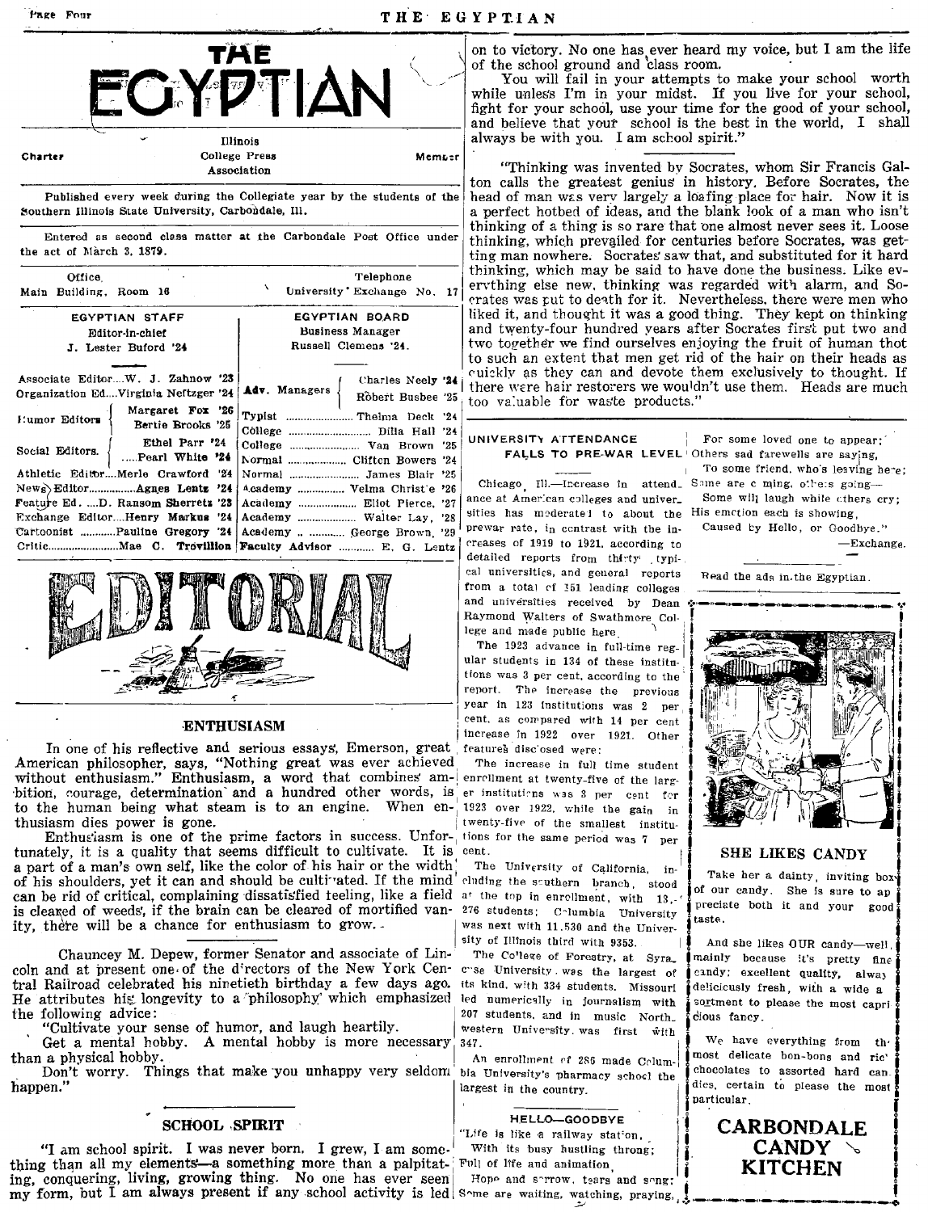# THE EGYPTIAN

Charter — Illinois College Press Association — Member

Published every week during the Collegiate year by the students of the Southern Illinois State University, Carbondale, Ill.

Entered as second class matter at the Carbondale Post Office under the act of March 3, 1879.

Office, Main Building, Room 16 — Telephone University Exchange No. 17

| EGYPTIAN STAFF | | EGYPTIAN BOARD | |
|---|---|---|---|
| Editor-in-chief | J. Lester Buford '24 | Business Manager | Russell Clemens '24. |
| Associate Editor | W. J. Zahnow '23 | Adv. Managers | Charles Neely '24 |
| Organization Ed. | Virginia Neftzger '24 | | Robert Busbee '25 |
| Humor Editors | Margaret Fox '26 | Typist | Thelma Deck '24 |
| | Bertie Brooks '25 | College | Dilla Hall '24 |
| Social Editors. | Ethel Parr '24 | College | Van Brown '25 |
| | Pearl White '24 | Normal | Clifton Bowers '24 |
| Athletic Editor | Merle Crawford '24 | Normal | James Blair '25 |
| News Editor | Agnes Lentz '24 | Academy | Velma Christ'e '26 |
| Feature Ed. | D. Ransom Sherretz '23 | Academy | Eliot Pierce, '27 |
| Exchange Editor | Henry Markus '24 | Academy | Walter Lay, '28 |
| Cartoonist | Pauline Gregory '24 | Academy | George Brown, '29 |
| Critic | Mae C. Trovillion | Faculty Advisor | E. G. Lentz |

# EDITORIAL

## ENTHUSIASM

In one of his reflective and serious essays, Emerson, great American philosopher, says, "Nothing great was ever achieved without enthusiasm." Enthusiasm, a word that combines ambition, courage, determination and a hundred other words, is to the human being what steam is to an engine. When enthusiasm dies power is gone.

Enthusiasm is one of the prime factors in success. Unfortunately, it is a quality that seems difficult to cultivate. It is a part of a man's own self, like the color of his hair or the width of his shoulders, yet it can and should be cultivated. If the mind can be rid of critical, complaining dissatisfied feeling, like a field is cleared of weeds, if the brain can be cleared of mortified vanity, there will be a chance for enthusiasm to grow.

---

Chauncey M. Depew, former Senator and associate of Lincoln and at present one of the directors of the New York Central Railroad celebrated his ninetieth birthday a few days ago. He attributes his longevity to a philosophy which emphasized the following advice:

"Cultivate your sense of humor, and laugh heartily.

Get a mental hobby. A mental hobby is more necessary than a physical hobby.

Don't worry. Things that make you unhappy very seldom happen."

## SCHOOL SPIRIT

"I am school spirit. I was never born. I grew, I am something than all my elements—a something more than a palpitating, conquering, living, growing thing. No one has ever seen my form, but I am always present if any school activity is led on to victory. No one has ever heard my voice, but I am the life of the school ground and class room.

You will fail in your attempts to make your school worth while unless I'm in your midst. If you live for your school, fight for your school, use your time for the good of your school, and believe that your school is the best in the world, I shall always be with you. I am school spirit."

---

"Thinking was invented by Socrates, whom Sir Francis Galton calls the greatest genius in history. Before Socrates, the head of man was very largely a loafing place for hair. Now it is a perfect hotbed of ideas, and the blank look of a man who isn't thinking of a thing is so rare that one almost never sees it. Loose thinking, which prevailed for centuries before Socrates, was getting man nowhere. Socrates saw that, and substituted for it hard thinking, which may be said to have done the business. Like everything else new, thinking was regarded with alarm, and Socrates was put to death for it. Nevertheless, there were men who liked it, and thought it was a good thing. They kept on thinking and twenty-four hundred years after Socrates first put two and two together we find ourselves enjoying the fruit of human thot to such an extent that men get rid of the hair on their heads as quickly as they can and devote them exclusively to thought. If there were hair restorers we wouldn't use them. Heads are much too valuable for waste products."

## UNIVERSITY ATTENDANCE FALLS TO PRE-WAR LEVEL

Chicago, Ill.—Increase in attendance at American colleges and universities has moderated to about the prewar rate, in contrast with the increases of 1919 to 1921, according to detailed reports from thirty typical universities, and general reports from a total of 151 leading colleges and universities received by Dean Raymond Walters of Swathmore College and made public here.

The 1923 advance in full-time regular students in 134 of these institutions was 3 per cent, according to the report. The increase the previous year in 123 institutions was 2 per cent, as compared with 14 per cent increase in 1922 over 1921. Other features disclosed were:

The increase in full time student enrollment at twenty-five of the larger institutions was 3 per cent for 1923 over 1922, while the gain in twenty-five of the smallest institutions for the same period was 7 per cent.

The University of California, including the southern branch, stood at the top in enrollment, with 13,276 students; Columbia University was next with 11,530 and the University of Illinois third with 9353.

The College of Forestry, at Syracuse University, was the largest of its kind, with 334 students. Missouri led numerically in journalism with 207 students, and in music Northwestern University was first with 347.

An enrollment of 286 made Columbia University's pharmacy school the largest in the country.

## HELLO—GOODBYE

"Life is like a railway station,
With its busy hustling throng;
Full of life and animation,
Hope and sorrow, tears and song:
Some are waiting, watching, praying,
For some loved one to appear;
Others sad farewells are saying,
To some friend, who's leaving here;
Some are coming, others going—
Some will laugh while others cry;
His emotion each is showing,
Caused by Hello, or Goodbye."

—Exchange.

Read the ads in the Egyptian.

## SHE LIKES CANDY

Take her a dainty, inviting box of our candy. She is sure to appreciate both it and your good taste.

And she likes OUR candy—well, mainly because it's pretty fine candy; excellent quality, always deliciously fresh, with a wide assortment to please the most capricious fancy.

We have everything from the most delicate bon-bons and rich chocolates to assorted hard candies, certain to please the most particular.

**CARBONDALE CANDY KITCHEN**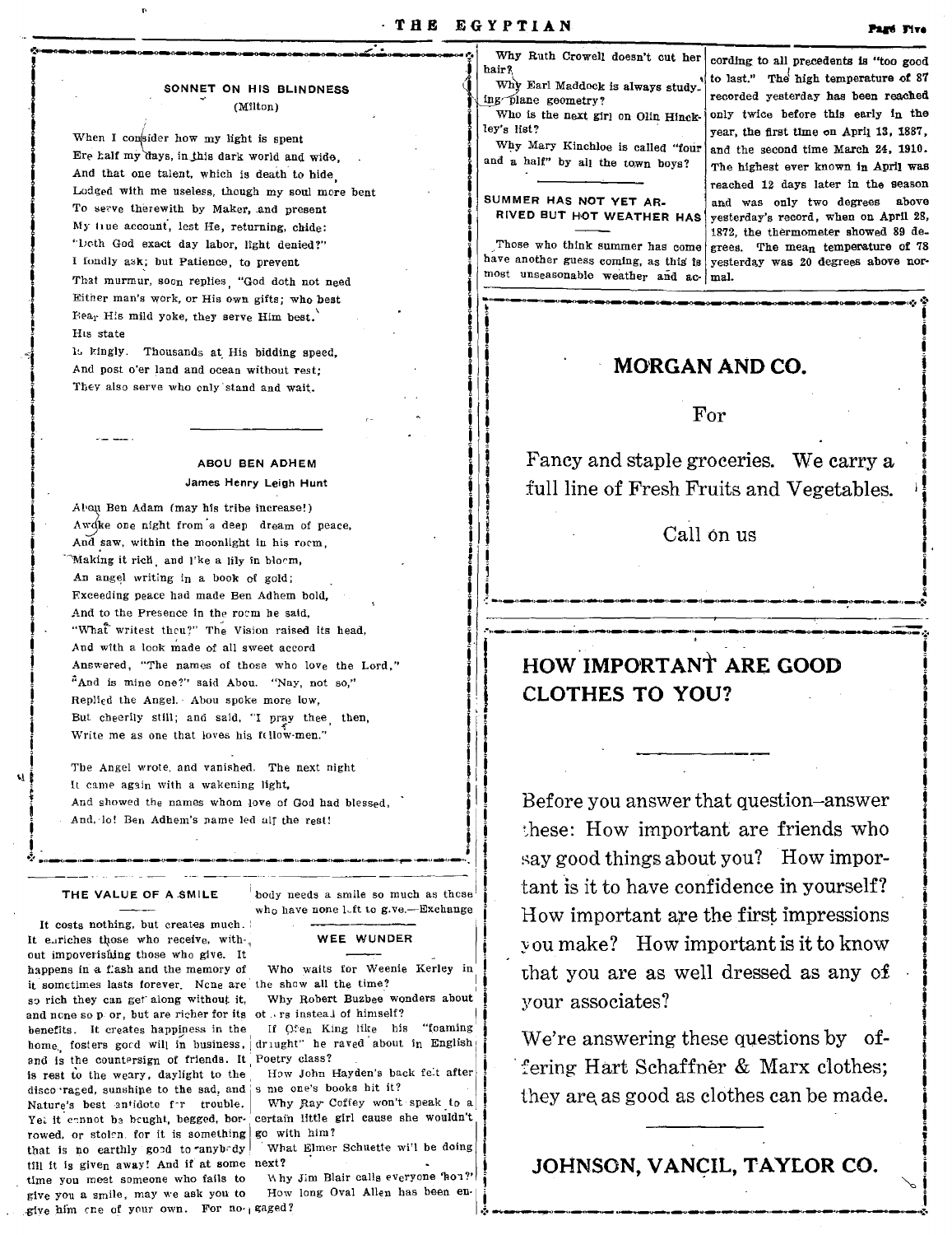### SONNET ON HIS BLINDNESS

(Milton)

When I consider how my light is spent
Ere half my days, in this dark world and wide,
And that one talent, which is death to hide,
Lodged with me useless, though my soul more bent
To serve therewith by Maker, and present
My true account, lest He, returning, chide:
"Doth God exact day labor, light denied?"
I fondly ask; but Patience, to prevent
That murmur, soon replies, "God doth not need
Either man's work, or His own gifts; who best
Bear His mild yoke, they serve Him best.
His state
Is kingly. Thousands at His bidding speed,
And post o'er land and ocean without rest;
They also serve who only stand and wait.

---

### ABOU BEN ADHEM

James Henry Leigh Hunt

Abou Ben Adam (may his tribe increase!)
Awoke one night from a deep dream of peace,
And saw, within the moonlight in his room,
Making it rich, and like a lily in bloom,
An angel writing in a book of gold;
Exceeding peace had made Ben Adhem bold,
And to the Presence in the room he said,
"What writest thou?" The Vision raised its head,
And with a look made of all sweet accord
Answered, "The names of those who love the Lord."
"And is mine one?" said Abou. "Nay, not so,"
Replied the Angel. Abou spoke more low,
But cheerily still; and said, "I pray thee, then,
Write me as one that loves his fellow-men."

The Angel wrote, and vanished. The next night
It came again with a wakening light,
And showed the names whom love of God had blessed,
And, lo! Ben Adhem's name led all the rest!

---

### THE VALUE OF A SMILE

It costs nothing, but creates much. It enriches those who receive, without impoverishing those who give. It happens in a flash and the memory of it sometimes lasts forever. None are so rich they can get along without it, and none so poor, but are richer for its benefits. It creates happiness in the home, fosters good will in business, and is the countersign of friends. It is rest to the weary, daylight to the discouraged, sunshine to the sad, and Nature's best antidote for trouble. Yet it cannot be bought, begged, borrowed, or stolen, for it is something that is no earthly good to anybody till it is given away! And if at some time you meet someone who fails to give you a smile, may we ask you to give him one of your own. For nobody needs a smile so much as those who have none left to give.—Exchange

### WEE WUNDER

Who waits for Weenie Kerley in the show all the time?

Why Robert Buzbee wonders about others instead of himself?

If Ofen King like his "foaming draught" he raved about in English Poetry class?

How John Hayden's back felt after some one's books hit it?

Why Ray Coffey won't speak to a certain little girl cause she wouldn't go with him?

What Elmer Schuette will be doing next?

Why Jim Blair calls everyone 'hon?'

How long Oval Allen has been engaged?

Why Ruth Crowell doesn't cut her hair?

Why Earl Maddock is always studying plane geometry?

Who is the next girl on Olin Hinckley's list?

Why Mary Kinchloe is called "four and a half" by all the town boys?

---

### SUMMER HAS NOT YET ARRIVED BUT HOT WEATHER HAS

Those who think summer has come have another guess coming, as this is most unseasonable weather and according to all precedents is "too good to last." The high temperature of 87 recorded yesterday has been reached only twice before this early in the year, the first time on April 13, 1887, and the second time March 24, 1910. The highest ever known in April was reached 12 days later in the season and was only two degrees above yesterday's record, when on April 28, 1872, the thermometer showed 89 degrees. The mean temperature of 78 yesterday was 20 degrees above normal.

---

## MORGAN AND CO.

For

Fancy and staple groceries. We carry a full line of Fresh Fruits and Vegetables.

Call on us

---

## HOW IMPORTANT ARE GOOD CLOTHES TO YOU?

Before you answer that question—answer these: How important are friends who say good things about you? How important is it to have confidence in yourself? How important are the first impressions you make? How important is it to know that you are as well dressed as any of your associates?

We're answering these questions by offering Hart Schaffner & Marx clothes; they are as good as clothes can be made.

## JOHNSON, VANCIL, TAYLOR CO.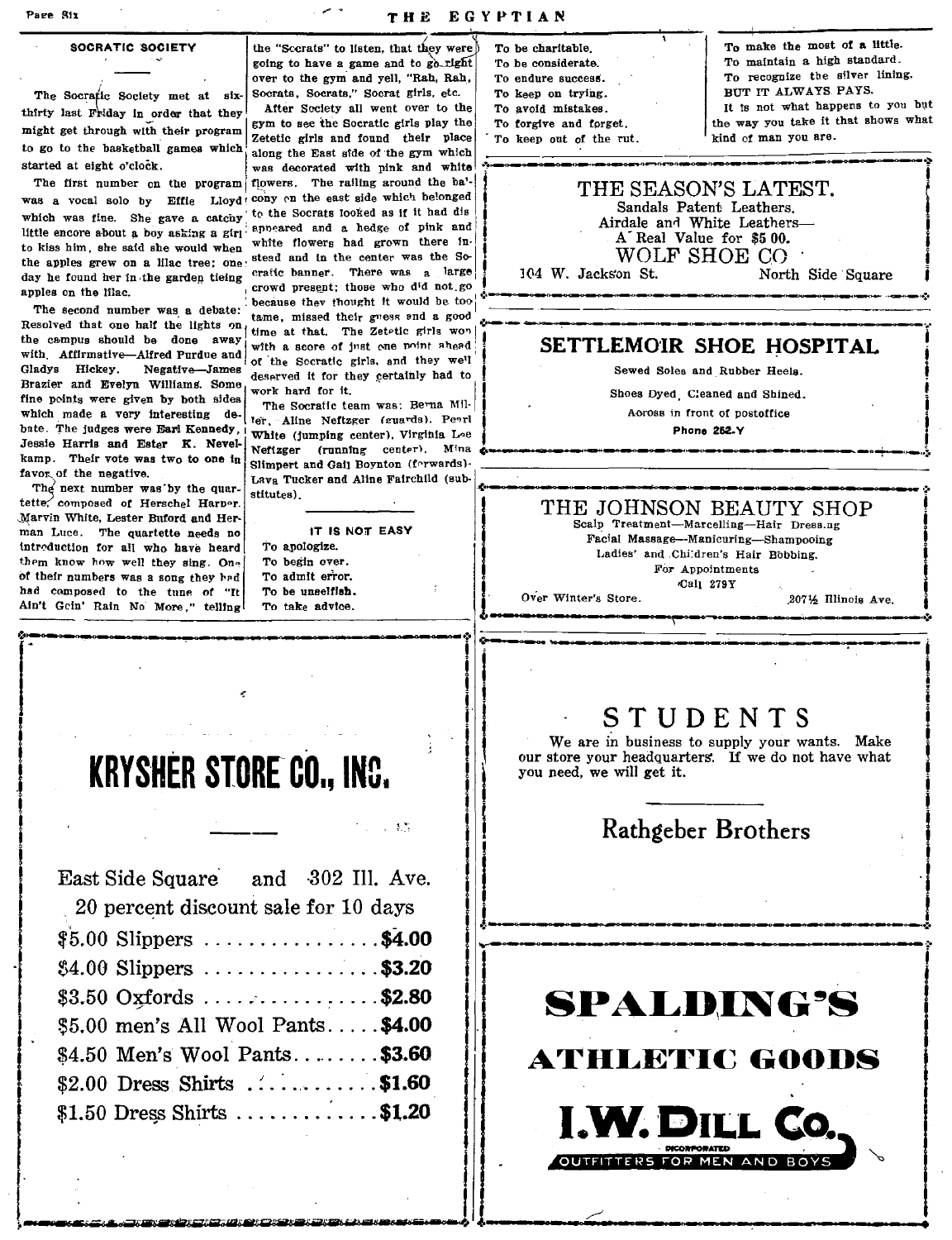## SOCRATIC SOCIETY

The Socratic Society met at six-thirty last Friday in order that they might get through with their program to go to the basketball games which started at eight o'clock.

The first number on the program was a vocal solo by Effie Lloyd which was fine. She gave a catchy little encore about a boy asking a girl to kiss him, she said she would when the apples grew on a lilac tree; one day he found her in the garden tieing apples on the lilac.

The second number was a debate: Resolved that one half the lights on the campus should be done away with. Affirmative—Alfred Purdue and Gladys Hickey. Negative—James Brazier and Evelyn Williams. Some fine points were given by both sides which made a very interesting debate. The judges were Earl Kennedy, Jessie Harris and Ester K. Nevelkamp. Their vote was two to one in favor of the negative.

The next number was by the quartette, composed of Herschel Harper, Marvin White, Lester Buford and Herman Luce. The quartette needs no introduction for all who have heard them know how well they sing. One of their numbers was a song they had had composed to the tune of "It Ain't Goin' Rain No More," telling the "Socrats" to listen, that they were going to have a game and to go right over to the gym and yell, "Rah, Rah, Socrats, Socrats," Socrat girls, etc.

After Society all went over to the gym to see the Socratic girls play the Zetetic girls and found their place along the East side of the gym which was decorated with pink and white flowers. The railing around the balcony on the east side which belonged to the Socrats looked as if it had disappeared and a hedge of pink and white flowers had grown there instead and in the center was the Socratic banner. There was a large crowd present; those who did not go because they thought it would be too tame, missed their guess and a good time at that. The Zetetic girls won with a score of just one point ahead of the Socratic girls, and they well deserved it for they certainly had to work hard for it.

The Socratic team was: Berna Miller, Aline Neftzger (guards), Pearl White (jumping center), Virginia Lee Neftzger (running center), Mina Slimpert and Gail Boynton (forwards), Lava Tucker and Aline Fairchild (substitutes).

---

### IT IS NOT EASY

To apologize.
To begin over.
To admit error.
To be unselfish.
To take advice.
To be charitable.
To be considerate.
To endure success.
To keep on trying.
To avoid mistakes.
To forgive and forget.
To keep out of the rut.
To make the most of a little.
To maintain a high standard.
To recognize the silver lining.
BUT IT ALWAYS PAYS.

It is not what happens to you but the way you take it that shows what kind of man you are.

---

**THE SEASON'S LATEST.**
Sandals Patent Leathers.
Airdale and White Leathers—
A Real Value for $5 00.
**WOLF SHOE CO**
104 W. Jackson St. North Side Square

---

**SETTLEMOIR SHOE HOSPITAL**
Sewed Soles and Rubber Heels.
Shoes Dyed, Cleaned and Shined.
Across in front of postoffice
Phone 252-Y

---

**THE JOHNSON BEAUTY SHOP**
Scalp Treatment—Marcelling—Hair Dressing
Facial Massage—Manicuring—Shampooing
Ladies' and Children's Hair Bobbing.
For Appointments
Call 279Y
Over Winter's Store. 207½ Illinois Ave.

---

# KRYSHER STORE CO., INC.

East Side Square and 302 Ill. Ave.
20 percent discount sale for 10 days

$5.00 Slippers ............... **$4.00**
$4.00 Slippers ............... **$3.20**
$3.50 Oxfords ............... **$2.80**
$5.00 men's All Wool Pants..... **$4.00**
$4.50 Men's Wool Pants........ **$3.60**
$2.00 Dress Shirts ............ **$1.60**
$1.50 Dress Shirts ............ **$1.20**

---

# STUDENTS

We are in business to supply your wants. Make our store your headquarters. If we do not have what you need, we will get it.

**Rathgeber Brothers**

---

# SPALDING'S
## ATHLETIC GOODS

**I. W. DILL CO.**
INCORPORATED
OUTFITTERS FOR MEN AND BOYS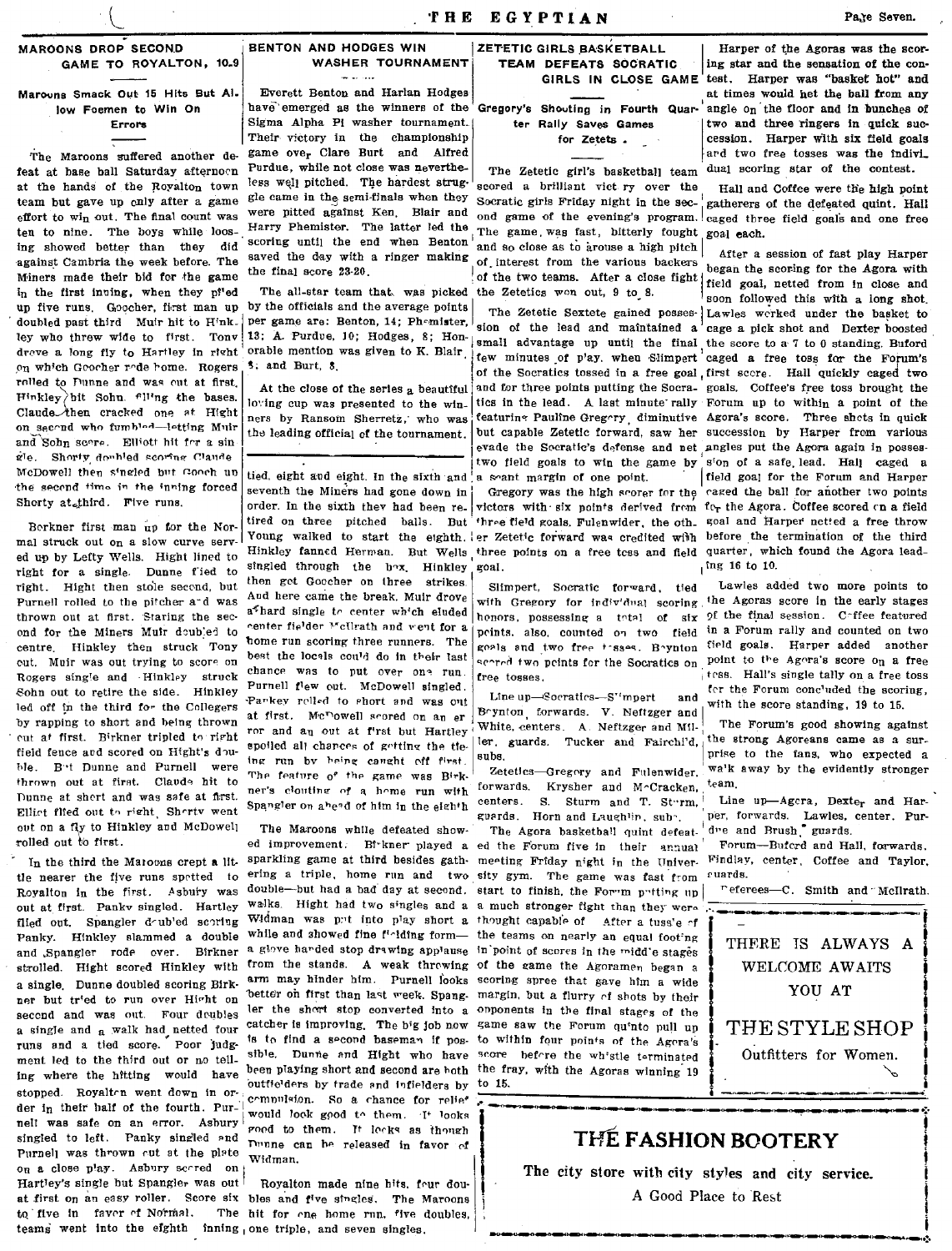## MAROONS DROP SECOND GAME TO ROYALTON, 10-9

### Maroons Smack Out 15 Hits But Allow Foemen to Win On Errors

The Maroons suffered another defeat at base ball Saturday afternoon at the hands of the Royalton town team but gave up only after a game effort to win out. The final count was ten to nine. The boys while loosing showed better than they did against Cambria the week before. The Miners made their bid for the game in the first inning, when they piled up five runs. Goocher, first man up doubled past third Muir hit to Hinkley who threw wide to first. Tony drove a long fly to Hartley in right on which Goocher rode home. Rogers rolled to Dunne and was out at first. Hinkley bit Sohn. filling the bases. Claude then cracked one at Hight on second who fumbled—letting Muir and Sohn score. Elliott hit for a single. Shorty doubled scoring Claude McDowell then singled but Gooch up the second time in the inning forced Shorty at third. Five runs.

Borkner first man up for the Normal struck out on a slow curve served up by Lefty Wells. Hight lined to right for a single. Dunne flied to right. Hight then stole second, but Purnell rolled to the pitcher and was thrown out at first. Staring the second for the Miners Muir doubled to centre. Hinkley then struck Tony out. Muir was out trying to score on Rogers single and Hinkley struck Sohn out to retire the side. Hinkley led off in the third for the Collegers by rapping to short and being thrown out at first. Birkner tripled to right field fence and scored on Hight's double. But Dunne and Purnell were thrown out at first. Claude hit to Dunne at short and was safe at first. Elliot flied out to right. Shorty went out on a fly to Hinkley and McDowell rolled out to first.

In the third the Maroons crept a little nearer the five runs spotted to Royalton in the first. Asbury was out at first. Panky singled. Hartley flied out. Spangler doubled scoring Panky. Hinkley slammed a double and Spangler rode over. Birkner strolled. Hight scored Hinkley with a single. Dunne doubled scoring Birkner but tried to run over Hight on second and was out. Four doubles a single and a walk had netted four runs and a tied score. Poor judgment led to the third out or no telling where the hitting would have stopped. Royalton went down in order in their half of the fourth. Purnell was safe on an error. Asbury singled to left. Panky singled and Purnell was thrown out at the plate on a close play. Asbury scored on Hartley's single but Spangler was out at first on an easy roller. Score six to five in favor of Normal. The teams went into the eighth inning tied, eight and eight. In the sixth and seventh the Miners had gone down in order. In the sixth they had been retired on three pitched balls. But Young walked to start the eighth. Hinkley fanned Herman. But Wells singled through the box. Hinkley then got Goocher on three strikes. And here came the break. Muir drove a hard single to center which eluded center fielder McIlrath and went for a home run scoring three runners. The best the locals could do in their last chance was to put over one run. Purnell flew out. McDowell singled. Parkey rolled to short and was out at first. McDowell scored on an error and an out at first but Hartley spoiled all chances of getting the tieing run by being caught off first. The feature of the game was Birkner's clouting of a home run with Spangler on ahead of him in the eighth.

The Maroons while defeated showed improvement. Birkner played a sparkling game at third besides gathering a triple, home run and two double—but had a bad day at second. walks. Hight had two singles and a Widman was put into play short a while and showed fine fielding form—a glove handed stop drawing applause from the stands. A weak throwing arm may hinder him. Purnell looks better on first than last week. Spangler the short stop converted into a catcher is improving. The big job now is to find a second baseman if possible. Dunne and Hight who have been playing short and second are both outfielders by trade and infielders by compulsion. So a chance for relief would look good to them. It looks good to them. It looks as though Dunne can be released in favor of Widman.

Royalton made nine hits, four doubles and five singles. The Maroons hit for one home run, five doubles, one triple, and seven singles.

## BENTON AND HODGES WIN WASHER TOURNAMENT

Everett Benton and Harlan Hodges have emerged as the winners of the Sigma Alpha Pi washer tournament. Their victory in the championship game over Clare Burt and Alfred Purdue, while not close was nevertheless well pitched. The hardest struggle came in the semi-finals when they were pitted against Ken. Blair and Harry Phemister. The latter led the scoring until the end when Benton saved the day with a ringer making the final score 23-20.

The all-star team that was picked by the officials and the average points per game are: Benton, 14; Phemister, 13; A. Purdue, 10; Hodges, 8; Honorable mention was given to K. Blair, 8; and Burt, 8.

At the close of the series a beautiful loving cup was presented to the winners by Ransom Sherretz, who was the leading official of the tournament.

## ZETETIC GIRLS BASKETBALL TEAM DEFEATS SOCRATIC GIRLS IN CLOSE GAME

### Gregory's Shooting in Fourth Quarter Rally Saves Games for Zetets.

The Zetetic girl's basketball team scored a brilliant victory over the Socratic girls Friday night in the second game of the evening's program. The game was fast, bitterly fought and so close as to arouse a high pitch of interest from the various backers of the two teams. After a close fight the Zetetics won out, 9 to 8.

The Zetetic Sextete gained possession of the lead and maintained a small advantage up until the final few minutes of play. when Slimpert of the Socratics tossed in a free goal and for three points putting the Socratics in the lead. A last minute rally featuring Pauline Gregory, diminutive but capable Zetetic forward, saw her evade the Socratic's defense and net two field goals to win the game by a scant margin of one point.

Gregory was the high scorer for the victors with six points derived from three field goals. Fulenwider, the other Zetetic forward was credited with three points on a free toss and field goal.

Slimpert, Socratic forward, tied with Gregory for individual scoring honors, possessing a total of six points. also, counted on two field goals and two free tosses. Boynton scored two points for the Socratics on free tosses.

Line up—Socratics—Slimpert and Boynton, forwards. V. Neftzger and White, centers. A. Neftzger and Miller, guards. Tucker and Fairchild, subs.

Zetetics—Gregory and Fulenwider, forwards. Krysher and McCracken, centers. S. Sturm and T. Sturm, guards. Horn and Laughlin, subs.

The Agora basketball quint defeated the Forum five in their annual meeting Friday night in the University gym. The game was fast from start to finish. the Forum putting up a much stronger fight than they were thought capable of. After a tussle of the teams on nearly an equal footing in point of scores in the middle stages of the game the Agoramen began a scoring spree that gave him a wide margin, but a flurry of shots by their opponents in the final stages of the game saw the Forum quinto pull up to within four points of the Agora's score before the whistle terminated the fray, with the Agoras winning 19 to 15.

Harper of the Agoras was the scoring star and the sensation of the contest. Harper was "basket hot" and at times would net the ball from any angle on the floor and in bunches of two and three ringers in quick succession. Harper with six field goals and two free tosses was the individual scoring star of the contest.

Hall and Coffee were the high point gatherers of the defeated quint. Hall caged three field goals and one free goal each.

After a session of fast play Harper began the scoring for the Agora with field goal, netted from in close and soon followed this with a long shot. Lawles worked under the basket to cage a pick shot and Dexter boosted the score to a 7 to 0 standing. Buford caged a free toss for the Forum's first score. Hall quickly caged two goals. Coffee's free toss brought the Forum up to within a point of the Agora's score. Three shots in quick succession by Harper from various angles put the Agora again in possession of a safe lead. Hall caged a field goal for the Forum and Harper caged the ball for another two points for the Agora. Coffee scored on a field goal and Harper netted a free throw before the termination of the third quarter, which found the Agora leading 16 to 10.

Lawles added two more points to the Agoras score in the early stages of the final session. Coffee featured in a Forum rally and counted on two field goals. Harper added another point to the Agora's score on a free toss. Hall's single tally on a free toss for the Forum concluded the scoring, with the score standing, 19 to 15.

The Forum's good showing against the strong Agoreans came as a surprise to the fans, who expected a walk away by the evidently stronger team.

Line up—Agora, Dexter and Harper, forwards. Lawles, center. Purdue and Brush, guards.

Forum—Buford and Hall, forwards. Findlay, center, Coffee and Taylor, guards.

Referees—C. Smith and McIlrath.

---

THERE IS ALWAYS A WELCOME AWAITS YOU AT

**THE STYLE SHOP**

Outfitters for Women.

---

**THE FASHION BOOTERY**

The city store with city styles and city service.

A Good Place to Rest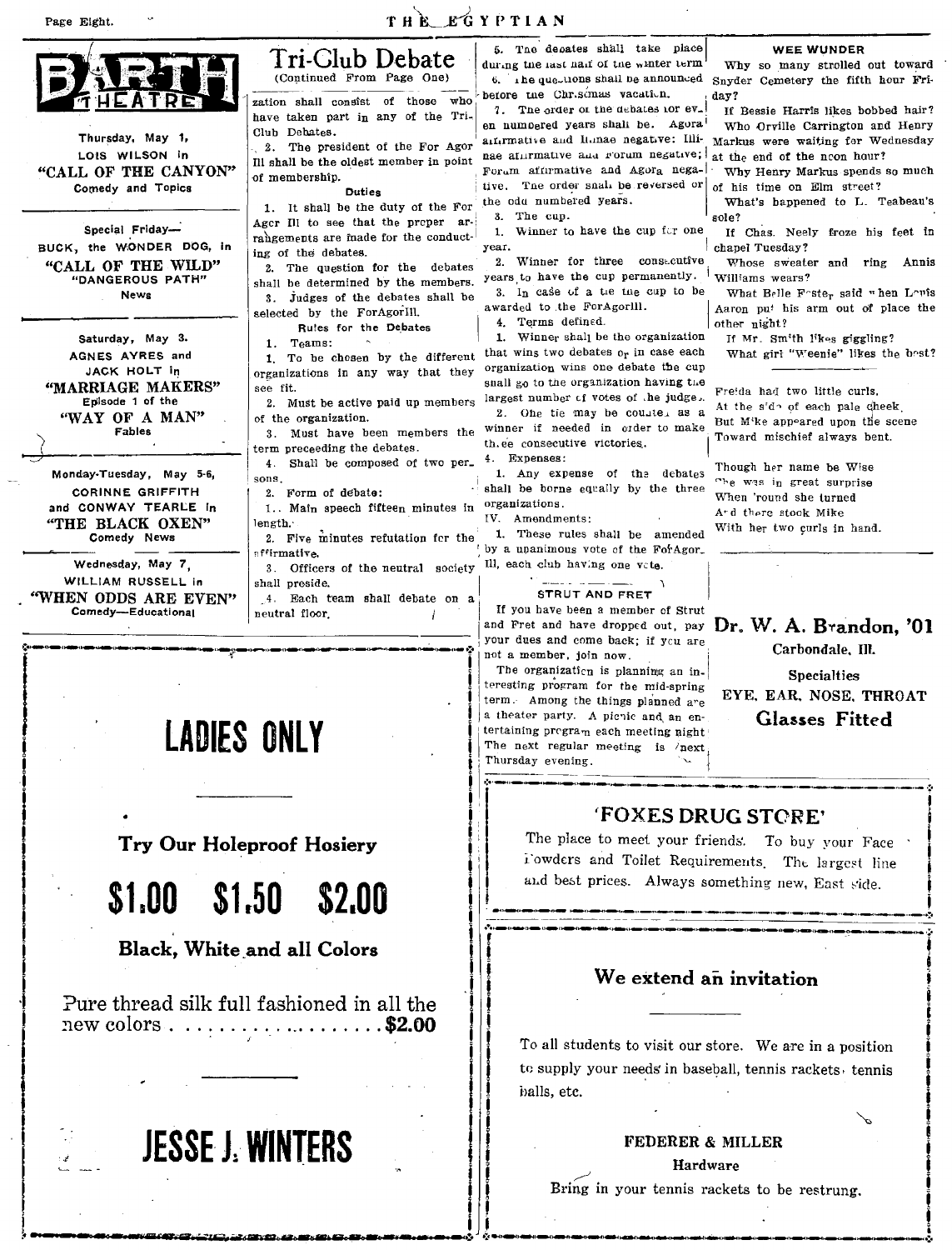# BARTH THEATRE

Thursday, May 1,
LOIS WILSON in
**"CALL OF THE CANYON"**
Comedy and Topics

Special Friday—
BUCK, the WONDER DOG, in
**"CALL OF THE WILD"**
"DANGEROUS PATH"
News

Saturday, May 3.
AGNES AYRES and
JACK HOLT in
**"MARRIAGE MAKERS"**
Episode 1 of the
**"WAY OF A MAN"**
Fables

Monday-Tuesday, May 5-6,
CORINNE GRIFFITH
and CONWAY TEARLE in
**"THE BLACK OXEN"**
Comedy News

Wednesday, May 7,
WILLIAM RUSSELL in
**"WHEN ODDS ARE EVEN"**
Comedy—Educational

# Tri-Club Debate

(Continued From Page One)

zation shall consist of those who have taken part in any of the Tri-Club Debates.

2. The president of the For Agor Ill shall be the oldest member in point of membership.

Duties

1. It shall be the duty of the For Agor Ill to see that the proper arrangements are made for the conducting of the debates.

2. The question for the debates shall be determined by the members.

3. Judges of the debates shall be selected by the ForAgorIll.

Rules for the Debates

1. Teams:

1. To be chosen by the different organizations in any way that they see fit.

2. Must be active paid up members of the organization.

3. Must have been members the term preceeding the debates.

4. Shall be composed of two persons.

2. Form of debate:

1. Main speech fifteen minutes in length.

2. Five minutes refutation for the affirmative.

3. Officers of the neutral society shall preside.

4. Each team shall debate on a neutral floor.

5. The debates shall take place during the last half of the winter term.

6. The questions shall be announced before the Christmas vacation.

7. The order of the debates for even numbered years shall be. Agora affirmative and Illinae negative; Illinae affirmative and Forum negative; Forum affirmative and Agora negative. The order shall be reversed of the odd numbered years.

3. The cup.

1. Winner to have the cup for one year.

2. Winner for three consecutive years to have the cup permanently.

3. In case of a tie the cup to be awarded to the ForAgorIll.

4. Terms defined.

1. Winner shall be the organization that wins two debates or in case each organization wins one debate the cup shall go to the organization having the largest number of votes of the judges.

2. One tie may be counted as a winner if needed in order to make three consecutive victories.

4. Expenses:

1. Any expense of the debates shall be borne equally by the three organizations.

IV. Amendments:

1. These rules shall be amended by a unanimous vote of the ForAgorIll, each club having one vote.

### STRUT AND FRET

If you have been a member of Strut and Fret and have dropped out, pay your dues and come back; if you are not a member, join now.

The organization is planning an interesting program for the mid-spring term. Among the things planned are a theater party. A picnic and an entertaining program each meeting night. The next regular meeting is next Thursday evening.

### WEE WUNDER

Why so many strolled out toward Snyder Cemetery the fifth hour Friday?

If Bessie Harris likes bobbed hair?

Who Orville Carrington and Henry Markus were waiting for Wednesday at the end of the noon hour?

Why Henry Markus spends so much of his time on Elm street?

What's happened to L. Teabeau's sole?

If Chas. Neely froze his feet in chapel Tuesday?

Whose sweater and ring Annis Williams wears?

What Belle Foster said when Louis Aaron put his arm out of place the other night?

If Mr. Smith likes giggling?

What girl "Weenie" likes the best?

Freida had two little curls,
At the side of each pale cheek,
But Mike appeared upon the scene
Toward mischief always bent.

Though her name be Wise
She was in great surprise
When 'round she turned
And there stood Mike
With her two curls in hand.

**Dr. W. A. Brandon, '01**
Carbondale, Ill.
Specialties
EYE, EAR, NOSE, THROAT
**Glasses Fitted**

# LADIES ONLY

**Try Our Holeproof Hosiery**

# $1.00 $1.50 $2.00

**Black, White and all Colors**

Pure thread silk full fashioned in all the new colors . . . . . . . . . . . . . . . . . **$2.00**

# JESSE J. WINTERS

## 'FOXES DRUG STORE'

The place to meet your friends. To buy your Face Powders and Toilet Requirements. The largest line and best prices. Always something new, East side.

## We extend an invitation

To all students to visit our store. We are in a position to supply your needs in baseball, tennis rackets, tennis balls, etc.

**FEDERER & MILLER**
**Hardware**
Bring in your tennis rackets to be restrung.